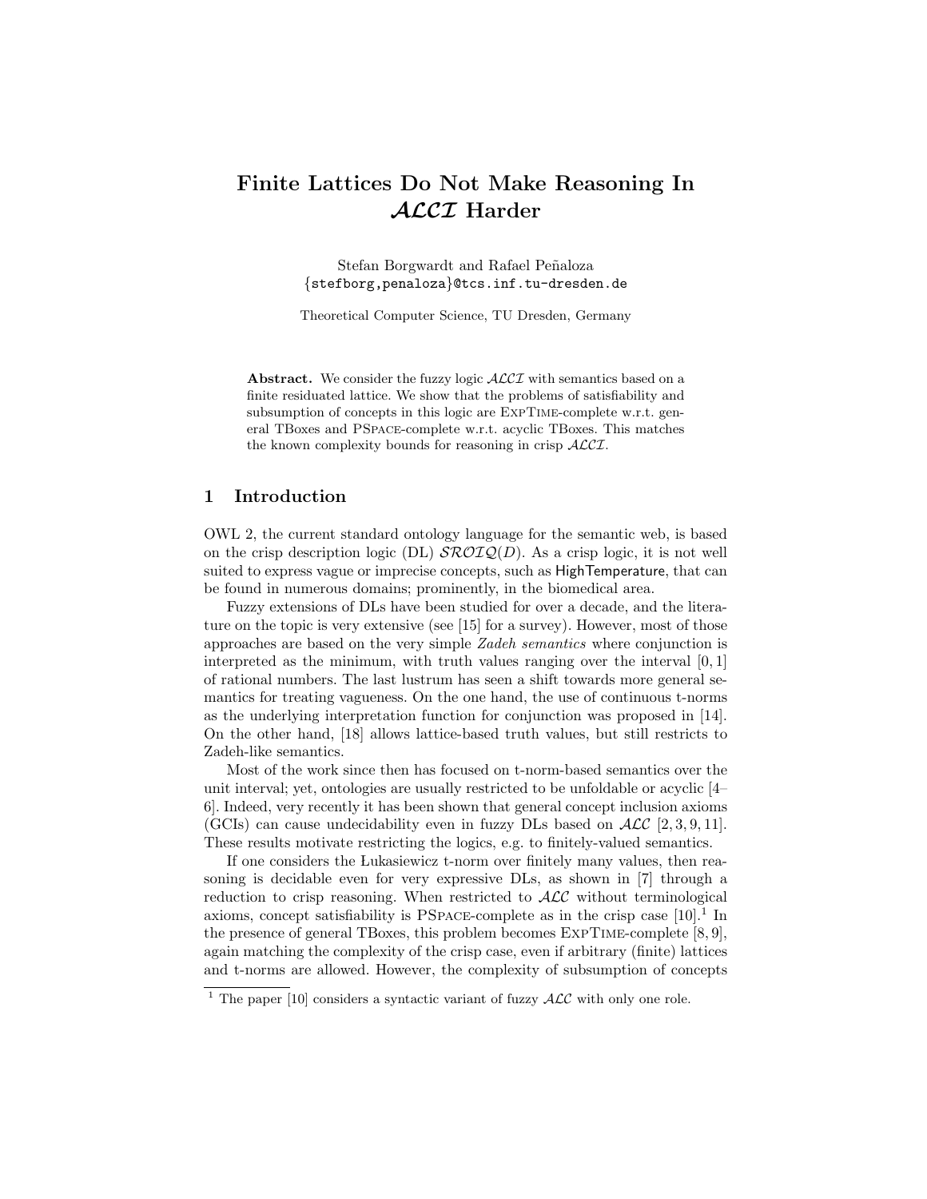# Finite Lattices Do Not Make Reasoning In $\mathcal{ALCI}$ Harder

Stefan Borgwardt and Rafael Peñaloza
{stefborg,penaloza}@tcs.inf.tu-dresden.de

Theoretical Computer Science, TU Dresden, Germany

**Abstract.** We consider the fuzzy logic $\mathcal{ALCI}$ with semantics based on a finite residuated lattice. We show that the problems of satisfiability and subsumption of concepts in this logic are ExpTime-complete w.r.t. general TBoxes and PSpace-complete w.r.t. acyclic TBoxes. This matches the known complexity bounds for reasoning in crisp $\mathcal{ALCI}$.

## 1 Introduction

OWL 2, the current standard ontology language for the semantic web, is based on the crisp description logic (DL) $\mathcal{SROIQ}(D)$. As a crisp logic, it is not well suited to express vague or imprecise concepts, such as HighTemperature, that can be found in numerous domains; prominently, in the biomedical area.

Fuzzy extensions of DLs have been studied for over a decade, and the literature on the topic is very extensive (see [15] for a survey). However, most of those approaches are based on the very simple *Zadeh semantics* where conjunction is interpreted as the minimum, with truth values ranging over the interval $[0, 1]$ of rational numbers. The last lustrum has seen a shift towards more general semantics for treating vagueness. On the one hand, the use of continuous t-norms as the underlying interpretation function for conjunction was proposed in [14]. On the other hand, [18] allows lattice-based truth values, but still restricts to Zadeh-like semantics.

Most of the work since then has focused on t-norm-based semantics over the unit interval; yet, ontologies are usually restricted to be unfoldable or acyclic [4–6]. Indeed, very recently it has been shown that general concept inclusion axioms (GCIs) can cause undecidability even in fuzzy DLs based on $\mathcal{ALC}$ [2, 3, 9, 11]. These results motivate restricting the logics, e.g. to finitely-valued semantics.

If one considers the Łukasiewicz t-norm over finitely many values, then reasoning is decidable even for very expressive DLs, as shown in [7] through a reduction to crisp reasoning. When restricted to $\mathcal{ALC}$ without terminological axioms, concept satisfiability is PSpace-complete as in the crisp case [10].[1] In the presence of general TBoxes, this problem becomes ExpTime-complete [8, 9], again matching the complexity of the crisp case, even if arbitrary (finite) lattices and t-norms are allowed. However, the complexity of subsumption of concepts

[1] The paper [10] considers a syntactic variant of fuzzy $\mathcal{ALC}$ with only one role.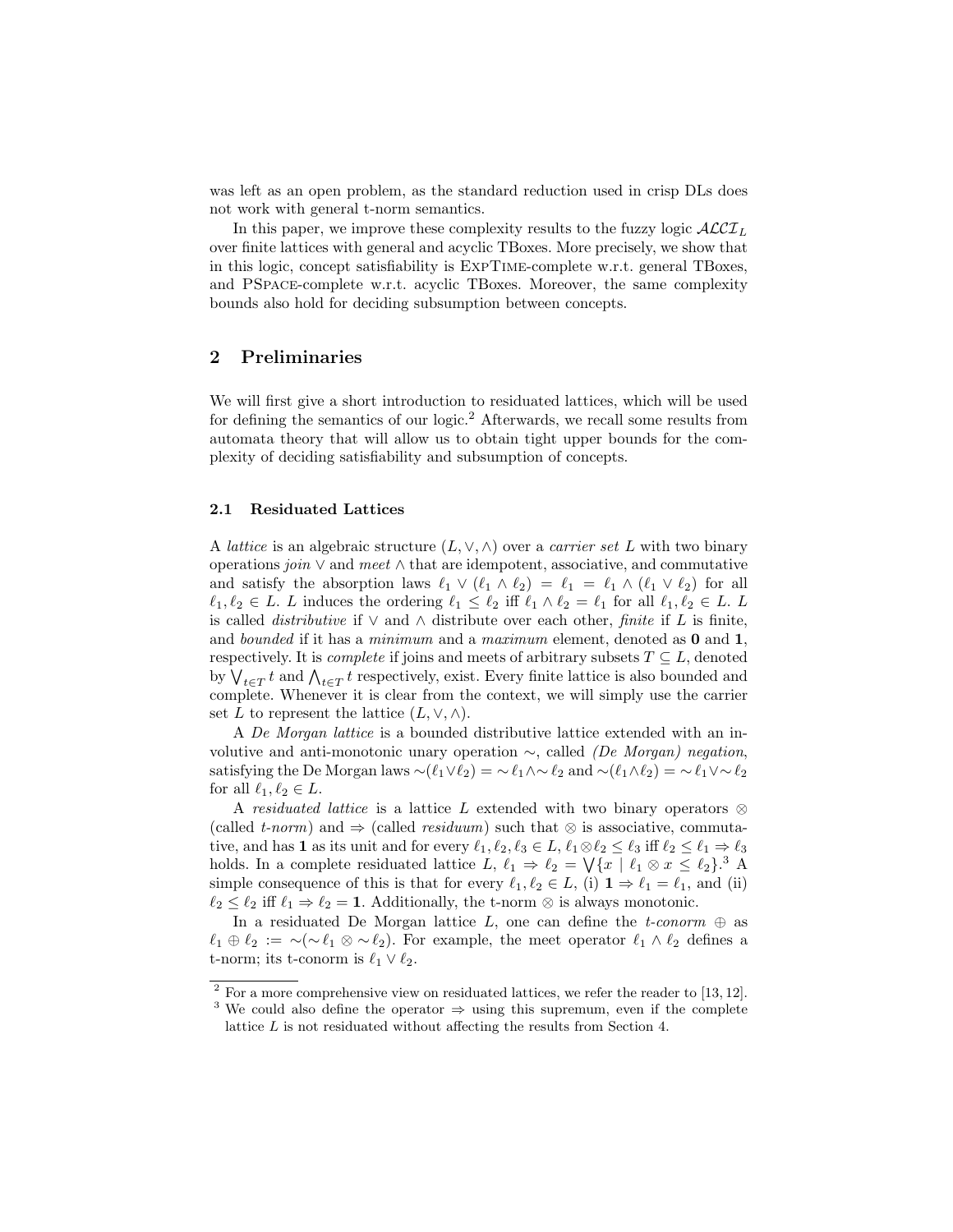was left as an open problem, as the standard reduction used in crisp DLs does not work with general t-norm semantics.

In this paper, we improve these complexity results to the fuzzy logic $\mathcal{ALCI}_L$ over finite lattices with general and acyclic TBoxes. More precisely, we show that in this logic, concept satisfiability is ExpTime-complete w.r.t. general TBoxes, and PSpace-complete w.r.t. acyclic TBoxes. Moreover, the same complexity bounds also hold for deciding subsumption between concepts.

## 2 Preliminaries

We will first give a short introduction to residuated lattices, which will be used for defining the semantics of our logic.[2] Afterwards, we recall some results from automata theory that will allow us to obtain tight upper bounds for the complexity of deciding satisfiability and subsumption of concepts.

### 2.1 Residuated Lattices

A *lattice* is an algebraic structure $(L, \vee, \wedge)$ over a *carrier set* $L$ with two binary operations *join* $\vee$ and *meet* $\wedge$ that are idempotent, associative, and commutative and satisfy the absorption laws $\ell_1 \vee (\ell_1 \wedge \ell_2) = \ell_1 = \ell_1 \wedge (\ell_1 \vee \ell_2)$ for all $\ell_1, \ell_2 \in L$. $L$ induces the ordering $\ell_1 \leq \ell_2$ iff $\ell_1 \wedge \ell_2 = \ell_1$ for all $\ell_1, \ell_2 \in L$. $L$ is called *distributive* if $\vee$ and $\wedge$ distribute over each other, *finite* if $L$ is finite, and *bounded* if it has a *minimum* and a *maximum* element, denoted as $\mathbf{0}$ and $\mathbf{1}$, respectively. It is *complete* if joins and meets of arbitrary subsets $T \subseteq L$, denoted by $\bigvee_{t \in T} t$ and $\bigwedge_{t \in T} t$ respectively, exist. Every finite lattice is also bounded and complete. Whenever it is clear from the context, we will simply use the carrier set $L$ to represent the lattice $(L, \vee, \wedge)$.

A *De Morgan lattice* is a bounded distributive lattice extended with an involutive and anti-monotonic unary operation $\sim$, called *(De Morgan) negation*, satisfying the De Morgan laws $\sim(\ell_1 \vee \ell_2) = \sim \ell_1 \wedge \sim \ell_2$ and $\sim(\ell_1 \wedge \ell_2) = \sim \ell_1 \vee \sim \ell_2$ for all $\ell_1, \ell_2 \in L$.

A *residuated lattice* is a lattice $L$ extended with two binary operators $\otimes$ (called *t-norm*) and $\Rightarrow$ (called *residuum*) such that $\otimes$ is associative, commutative, and has $\mathbf{1}$ as its unit and for every $\ell_1, \ell_2, \ell_3 \in L$, $\ell_1 \otimes \ell_2 \leq \ell_3$ iff $\ell_2 \leq \ell_1 \Rightarrow \ell_3$ holds. In a complete residuated lattice $L$, $\ell_1 \Rightarrow \ell_2 = \bigvee\{x \mid \ell_1 \otimes x \leq \ell_2\}$.[3] A simple consequence of this is that for every $\ell_1, \ell_2 \in L$, (i) $\mathbf{1} \Rightarrow \ell_1 = \ell_1$, and (ii) $\ell_2 \leq \ell_2$ iff $\ell_1 \Rightarrow \ell_2 = \mathbf{1}$. Additionally, the t-norm $\otimes$ is always monotonic.

In a residuated De Morgan lattice $L$, one can define the *t-conorm* $\oplus$ as $\ell_1 \oplus \ell_2 := \sim(\sim \ell_1 \otimes \sim \ell_2)$. For example, the meet operator $\ell_1 \wedge \ell_2$ defines a t-norm; its t-conorm is $\ell_1 \vee \ell_2$.

[2] For a more comprehensive view on residuated lattices, we refer the reader to [13, 12].

[3] We could also define the operator $\Rightarrow$ using this supremum, even if the complete lattice $L$ is not residuated without affecting the results from Section 4.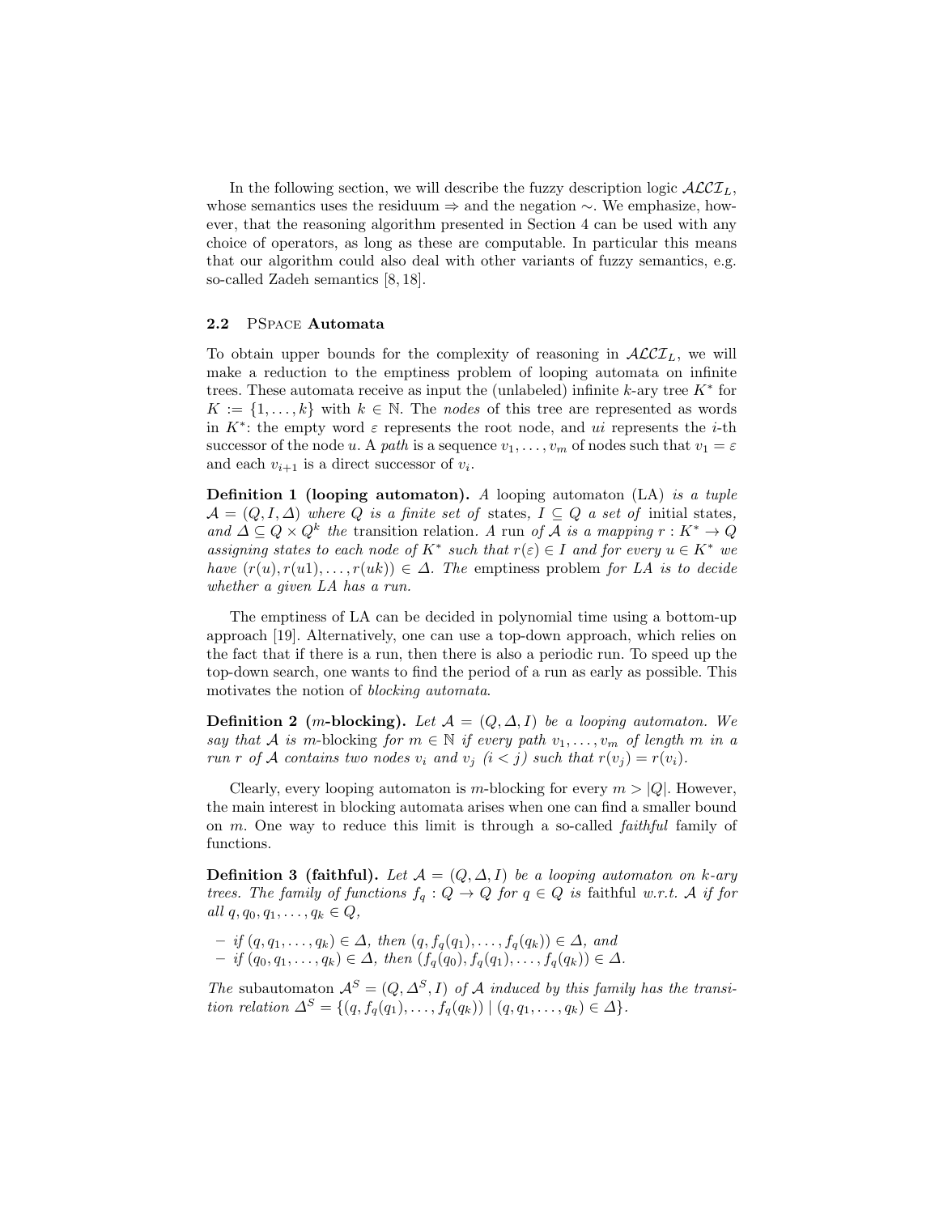In the following section, we will describe the fuzzy description logic $\mathcal{ALCI}_L$, whose semantics uses the residuum $\Rightarrow$ and the negation $\sim$. We emphasize, however, that the reasoning algorithm presented in Section 4 can be used with any choice of operators, as long as these are computable. In particular this means that our algorithm could also deal with other variants of fuzzy semantics, e.g. so-called Zadeh semantics [8, 18].

### 2.2 PSpace Automata

To obtain upper bounds for the complexity of reasoning in $\mathcal{ALCI}_L$, we will make a reduction to the emptiness problem of looping automata on infinite trees. These automata receive as input the (unlabeled) infinite $k$-ary tree $K^*$ for $K := \{1, \ldots, k\}$ with $k \in \mathbb{N}$. The *nodes* of this tree are represented as words in $K^*$: the empty word $\varepsilon$ represents the root node, and $ui$ represents the $i$-th successor of the node $u$. A *path* is a sequence $v_1, \ldots, v_m$ of nodes such that $v_1 = \varepsilon$ and each $v_{i+1}$ is a direct successor of $v_i$.

**Definition 1 (looping automaton).** *A* looping automaton (LA) *is a tuple* $\mathcal{A} = (Q, I, \Delta)$ *where* $Q$ *is a finite set of* states*,* $I \subseteq Q$ *a set of* initial states*, and* $\Delta \subseteq Q \times Q^k$ *the* transition relation*. A* run *of* $\mathcal{A}$ *is a mapping* $r : K^* \to Q$ *assigning states to each node of* $K^*$ *such that* $r(\varepsilon) \in I$ *and for every* $u \in K^*$ *we have* $(r(u), r(u1), \ldots, r(uk)) \in \Delta$*. The* emptiness problem *for LA is to decide whether a given LA has a run.*

The emptiness of LA can be decided in polynomial time using a bottom-up approach [19]. Alternatively, one can use a top-down approach, which relies on the fact that if there is a run, then there is also a periodic run. To speed up the top-down search, one wants to find the period of a run as early as possible. This motivates the notion of *blocking automata*.

**Definition 2 ($m$-blocking).** *Let* $\mathcal{A} = (Q, \Delta, I)$ *be a looping automaton. We say that* $\mathcal{A}$ *is* $m$-blocking *for* $m \in \mathbb{N}$ *if every path* $v_1, \ldots, v_m$ *of length* $m$ *in a run* $r$ *of* $\mathcal{A}$ *contains two nodes* $v_i$ *and* $v_j$ $(i < j)$ *such that* $r(v_j) = r(v_i)$*.*

Clearly, every looping automaton is $m$-blocking for every $m > |Q|$. However, the main interest in blocking automata arises when one can find a smaller bound on $m$. One way to reduce this limit is through a so-called *faithful* family of functions.

**Definition 3 (faithful).** *Let* $\mathcal{A} = (Q, \Delta, I)$ *be a looping automaton on* $k$*-ary trees. The family of functions* $f_q : Q \to Q$ *for* $q \in Q$ *is* faithful *w.r.t.* $\mathcal{A}$ *if for all* $q, q_0, q_1, \ldots, q_k \in Q$*,*

- *if* $(q, q_1, \ldots, q_k) \in \Delta$*, then* $(q, f_q(q_1), \ldots, f_q(q_k)) \in \Delta$*, and*
- *if* $(q_0, q_1, \ldots, q_k) \in \Delta$*, then* $(f_q(q_0), f_q(q_1), \ldots, f_q(q_k)) \in \Delta$*.*

*The* subautomaton $\mathcal{A}^S = (Q, \Delta^S, I)$ *of* $\mathcal{A}$ *induced by this family has the transition relation* $\Delta^S = \{(q, f_q(q_1), \ldots, f_q(q_k)) \mid (q, q_1, \ldots, q_k) \in \Delta\}$*.*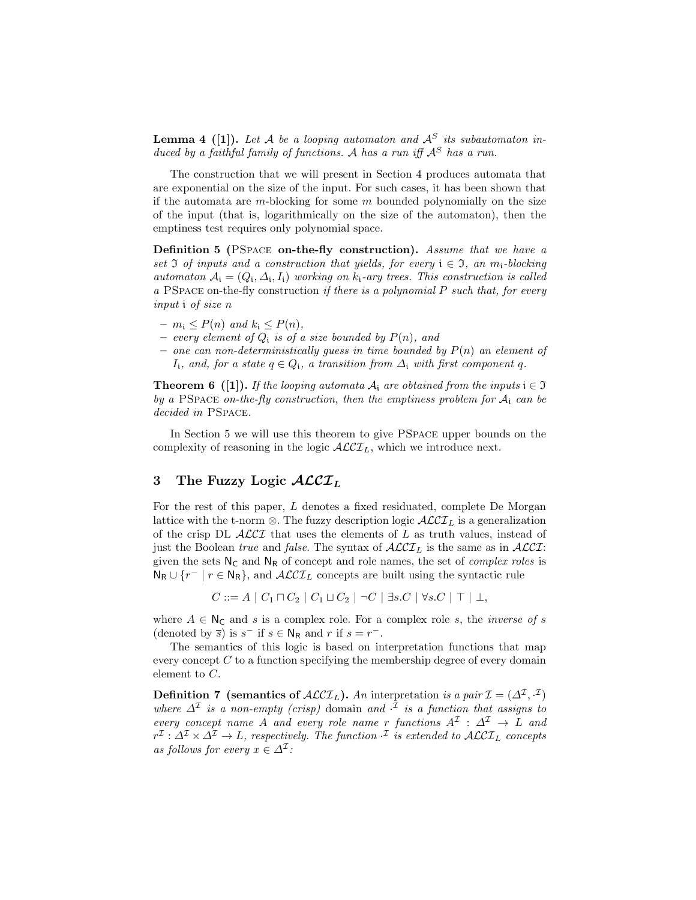**Lemma 4 ([1]).** *Let $\mathcal{A}$ be a looping automaton and $\mathcal{A}^S$ its subautomaton induced by a faithful family of functions. $\mathcal{A}$ has a run iff $\mathcal{A}^S$ has a run.*

The construction that we will present in Section 4 produces automata that are exponential on the size of the input. For such cases, it has been shown that if the automata are $m$-blocking for some $m$ bounded polynomially on the size of the input (that is, logarithmically on the size of the automaton), then the emptiness test requires only polynomial space.

**Definition 5 (PSpace on-the-fly construction).** *Assume that we have a set $\mathfrak{I}$ of inputs and a construction that yields, for every $\mathfrak{i} \in \mathfrak{I}$, an $m_\mathfrak{i}$-blocking automaton $\mathcal{A}_\mathfrak{i} = (Q_\mathfrak{i}, \Delta_\mathfrak{i}, I_\mathfrak{i})$ working on $k_\mathfrak{i}$-ary trees. This construction is called a* PSpace on-the-fly construction *if there is a polynomial $P$ such that, for every input $\mathfrak{i}$ of size $n$*

- *$m_\mathfrak{i} \leq P(n)$ and $k_\mathfrak{i} \leq P(n)$,*
- *every element of $Q_\mathfrak{i}$ is of a size bounded by $P(n)$, and*
- *one can non-deterministically guess in time bounded by $P(n)$ an element of $I_\mathfrak{i}$, and, for a state $q \in Q_\mathfrak{i}$, a transition from $\Delta_\mathfrak{i}$ with first component $q$.*

**Theorem 6 ([1]).** *If the looping automata $\mathcal{A}_\mathfrak{i}$ are obtained from the inputs $\mathfrak{i} \in \mathfrak{I}$ by a* PSpace *on-the-fly construction, then the emptiness problem for $\mathcal{A}_\mathfrak{i}$ can be decided in* PSpace.

In Section 5 we will use this theorem to give PSpace upper bounds on the complexity of reasoning in the logic $\mathcal{ALCI}_L$, which we introduce next.

## 3 The Fuzzy Logic $\mathcal{ALCI}_L$

For the rest of this paper, $L$ denotes a fixed residuated, complete De Morgan lattice with the t-norm $\otimes$. The fuzzy description logic $\mathcal{ALCI}_L$ is a generalization of the crisp DL $\mathcal{ALCI}$ that uses the elements of $L$ as truth values, instead of just the Boolean *true* and *false*. The syntax of $\mathcal{ALCI}_L$ is the same as in $\mathcal{ALCI}$: given the sets $\mathsf{N_C}$ and $\mathsf{N_R}$ of concept and role names, the set of *complex roles* is $\mathsf{N_R} \cup \{r^- \mid r \in \mathsf{N_R}\}$, and $\mathcal{ALCI}_L$ concepts are built using the syntactic rule

$$C ::= A \mid C_1 \sqcap C_2 \mid C_1 \sqcup C_2 \mid \neg C \mid \exists s.C \mid \forall s.C \mid \top \mid \bot,$$

where $A \in \mathsf{N_C}$ and $s$ is a complex role. For a complex role $s$, the *inverse of $s$* (denoted by $\overline{s}$) is $s^-$ if $s \in \mathsf{N_R}$ and $r$ if $s = r^-$.

The semantics of this logic is based on interpretation functions that map every concept $C$ to a function specifying the membership degree of every domain element to $C$.

**Definition 7 (semantics of $\mathcal{ALCI}_L$).** *An* interpretation *is a pair $\mathcal{I} = (\Delta^\mathcal{I}, \cdot^\mathcal{I})$ where $\Delta^\mathcal{I}$ is a non-empty (crisp)* domain *and $\cdot^\mathcal{I}$ is a function that assigns to every concept name $A$ and every role name $r$ functions $A^\mathcal{I} : \Delta^\mathcal{I} \to L$ and $r^\mathcal{I} : \Delta^\mathcal{I} \times \Delta^\mathcal{I} \to L$, respectively. The function $\cdot^\mathcal{I}$ is extended to $\mathcal{ALCI}_L$ concepts as follows for every $x \in \Delta^\mathcal{I}$:*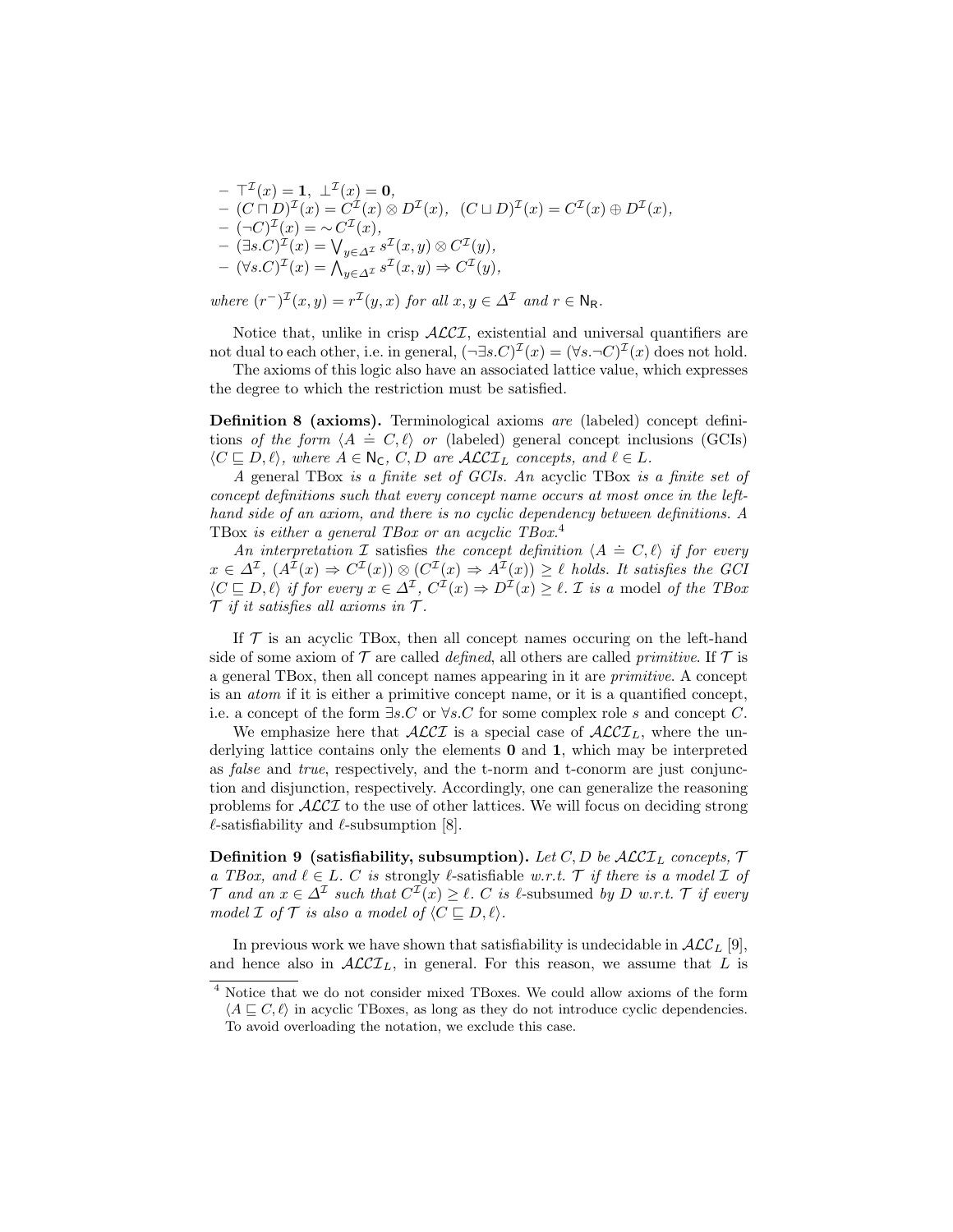- $\top^{\mathcal{I}}(x) = \mathbf{1}$, $\bot^{\mathcal{I}}(x) = \mathbf{0}$,
- $(C \sqcap D)^{\mathcal{I}}(x) = C^{\mathcal{I}}(x) \otimes D^{\mathcal{I}}(x)$, $(C \sqcup D)^{\mathcal{I}}(x) = C^{\mathcal{I}}(x) \oplus D^{\mathcal{I}}(x)$,
- $(\neg C)^{\mathcal{I}}(x) = \sim C^{\mathcal{I}}(x)$,
- $(\exists s.C)^{\mathcal{I}}(x) = \bigvee_{y \in \Delta^{\mathcal{I}}} s^{\mathcal{I}}(x,y) \otimes C^{\mathcal{I}}(y)$,
- $(\forall s.C)^{\mathcal{I}}(x) = \bigwedge_{y \in \Delta^{\mathcal{I}}} s^{\mathcal{I}}(x,y) \Rightarrow C^{\mathcal{I}}(y)$,

*where* $(r^{-})^{\mathcal{I}}(x,y) = r^{\mathcal{I}}(y,x)$ *for all* $x, y \in \Delta^{\mathcal{I}}$ *and* $r \in \mathsf{N_R}$.

Notice that, unlike in crisp $\mathcal{ALCI}$, existential and universal quantifiers are not dual to each other, i.e. in general, $(\neg\exists s.C)^{\mathcal{I}}(x) = (\forall s.\neg C)^{\mathcal{I}}(x)$ does not hold.

The axioms of this logic also have an associated lattice value, which expresses the degree to which the restriction must be satisfied.

**Definition 8 (axioms).** Terminological axioms *are* (labeled) concept definitions *of the form* $\langle A \doteq C, \ell\rangle$ *or* (labeled) general concept inclusions (GCIs) $\langle C \sqsubseteq D, \ell\rangle$*, where* $A \in \mathsf{N_C}$*,* $C, D$ *are* $\mathcal{ALCI}_L$ *concepts, and* $\ell \in L$.

*A* general TBox *is a finite set of GCIs. An* acyclic TBox *is a finite set of concept definitions such that every concept name occurs at most once in the left-hand side of an axiom, and there is no cyclic dependency between definitions. A* TBox *is either a general TBox or an acyclic TBox.*[4]

*An interpretation* $\mathcal{I}$ satisfies *the concept definition* $\langle A \doteq C, \ell\rangle$ *if for every* $x \in \Delta^{\mathcal{I}}$*,* $(A^{\mathcal{I}}(x) \Rightarrow C^{\mathcal{I}}(x)) \otimes (C^{\mathcal{I}}(x) \Rightarrow A^{\mathcal{I}}(x)) \geq \ell$ *holds. It satisfies the GCI* $\langle C \sqsubseteq D, \ell\rangle$ *if for every* $x \in \Delta^{\mathcal{I}}$*,* $C^{\mathcal{I}}(x) \Rightarrow D^{\mathcal{I}}(x) \geq \ell$*.* $\mathcal{I}$ *is a* model *of the TBox* $\mathcal{T}$ *if it satisfies all axioms in* $\mathcal{T}$.

If $\mathcal{T}$ is an acyclic TBox, then all concept names occuring on the left-hand side of some axiom of $\mathcal{T}$ are called *defined*, all others are called *primitive*. If $\mathcal{T}$ is a general TBox, then all concept names appearing in it are *primitive*. A concept is an *atom* if it is either a primitive concept name, or it is a quantified concept, i.e. a concept of the form $\exists s.C$ or $\forall s.C$ for some complex role $s$ and concept $C$.

We emphasize here that $\mathcal{ALCI}$ is a special case of $\mathcal{ALCI}_L$, where the underlying lattice contains only the elements $\mathbf{0}$ and $\mathbf{1}$, which may be interpreted as *false* and *true*, respectively, and the t-norm and t-conorm are just conjunction and disjunction, respectively. Accordingly, one can generalize the reasoning problems for $\mathcal{ALCI}$ to the use of other lattices. We will focus on deciding strong $\ell$-satisfiability and $\ell$-subsumption [8].

**Definition 9 (satisfiability, subsumption).** *Let* $C, D$ *be* $\mathcal{ALCI}_L$ *concepts,* $\mathcal{T}$ *a TBox, and* $\ell \in L$*.* $C$ *is* strongly $\ell$-satisfiable *w.r.t.* $\mathcal{T}$ *if there is a model* $\mathcal{I}$ *of* $\mathcal{T}$ *and an* $x \in \Delta^{\mathcal{I}}$ *such that* $C^{\mathcal{I}}(x) \geq \ell$*.* $C$ *is* $\ell$-subsumed *by* $D$ *w.r.t.* $\mathcal{T}$ *if every model* $\mathcal{I}$ *of* $\mathcal{T}$ *is also a model of* $\langle C \sqsubseteq D, \ell\rangle$.

In previous work we have shown that satisfiability is undecidable in $\mathcal{ALC}_L$ [9], and hence also in $\mathcal{ALCI}_L$, in general. For this reason, we assume that $L$ is

[4] Notice that we do not consider mixed TBoxes. We could allow axioms of the form $\langle A \sqsubseteq C, \ell\rangle$ in acyclic TBoxes, as long as they do not introduce cyclic dependencies. To avoid overloading the notation, we exclude this case.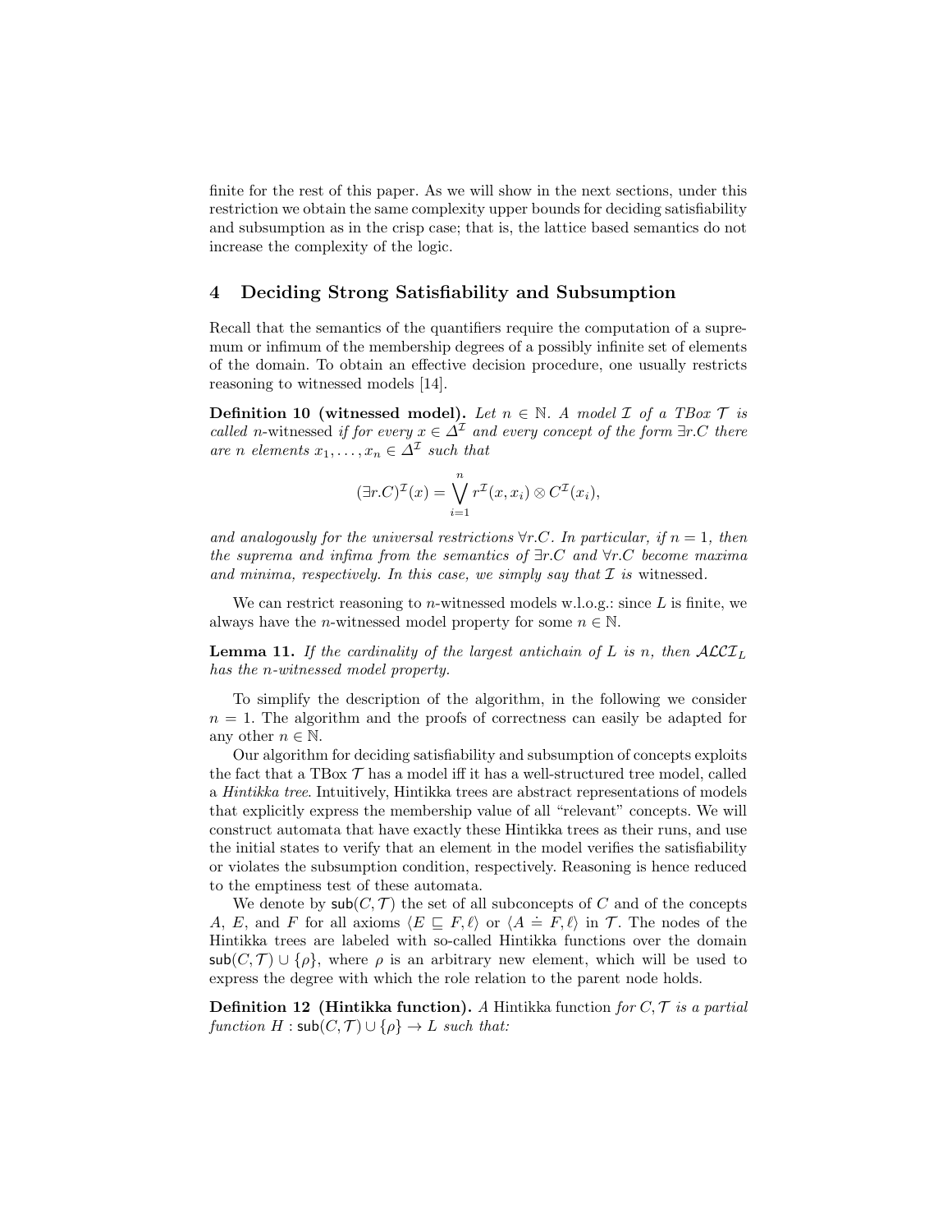finite for the rest of this paper. As we will show in the next sections, under this restriction we obtain the same complexity upper bounds for deciding satisfiability and subsumption as in the crisp case; that is, the lattice based semantics do not increase the complexity of the logic.

## 4 Deciding Strong Satisfiability and Subsumption

Recall that the semantics of the quantifiers require the computation of a supremum or infimum of the membership degrees of a possibly infinite set of elements of the domain. To obtain an effective decision procedure, one usually restricts reasoning to witnessed models [14].

**Definition 10 (witnessed model).** *Let $n \in \mathbb{N}$. A model $\mathcal{I}$ of a TBox $\mathcal{T}$ is called n-*witnessed *if for every $x \in \Delta^{\mathcal{I}}$ and every concept of the form $\exists r.C$ there are $n$ elements $x_1, \ldots, x_n \in \Delta^{\mathcal{I}}$ such that*

$$(\exists r.C)^{\mathcal{I}}(x) = \bigvee_{i=1}^{n} r^{\mathcal{I}}(x, x_i) \otimes C^{\mathcal{I}}(x_i),$$

*and analogously for the universal restrictions $\forall r.C$. In particular, if $n = 1$, then the suprema and infima from the semantics of $\exists r.C$ and $\forall r.C$ become maxima and minima, respectively. In this case, we simply say that $\mathcal{I}$ is* witnessed.

We can restrict reasoning to $n$-witnessed models w.l.o.g.: since $L$ is finite, we always have the $n$-witnessed model property for some $n \in \mathbb{N}$.

**Lemma 11.** *If the cardinality of the largest antichain of $L$ is $n$, then $\mathcal{ALCI}_L$ has the n-witnessed model property.*

To simplify the description of the algorithm, in the following we consider $n = 1$. The algorithm and the proofs of correctness can easily be adapted for any other $n \in \mathbb{N}$.

Our algorithm for deciding satisfiability and subsumption of concepts exploits the fact that a TBox $\mathcal{T}$ has a model iff it has a well-structured tree model, called a *Hintikka tree*. Intuitively, Hintikka trees are abstract representations of models that explicitly express the membership value of all "relevant" concepts. We will construct automata that have exactly these Hintikka trees as their runs, and use the initial states to verify that an element in the model verifies the satisfiability or violates the subsumption condition, respectively. Reasoning is hence reduced to the emptiness test of these automata.

We denote by $\mathsf{sub}(C, \mathcal{T})$ the set of all subconcepts of $C$ and of the concepts $A$, $E$, and $F$ for all axioms $\langle E \sqsubseteq F, \ell \rangle$ or $\langle A \doteq F, \ell \rangle$ in $\mathcal{T}$. The nodes of the Hintikka trees are labeled with so-called Hintikka functions over the domain $\mathsf{sub}(C, \mathcal{T}) \cup \{\rho\}$, where $\rho$ is an arbitrary new element, which will be used to express the degree with which the role relation to the parent node holds.

**Definition 12 (Hintikka function).** *A* Hintikka function *for $C, \mathcal{T}$ is a partial function $H : \mathsf{sub}(C, \mathcal{T}) \cup \{\rho\} \to L$ such that:*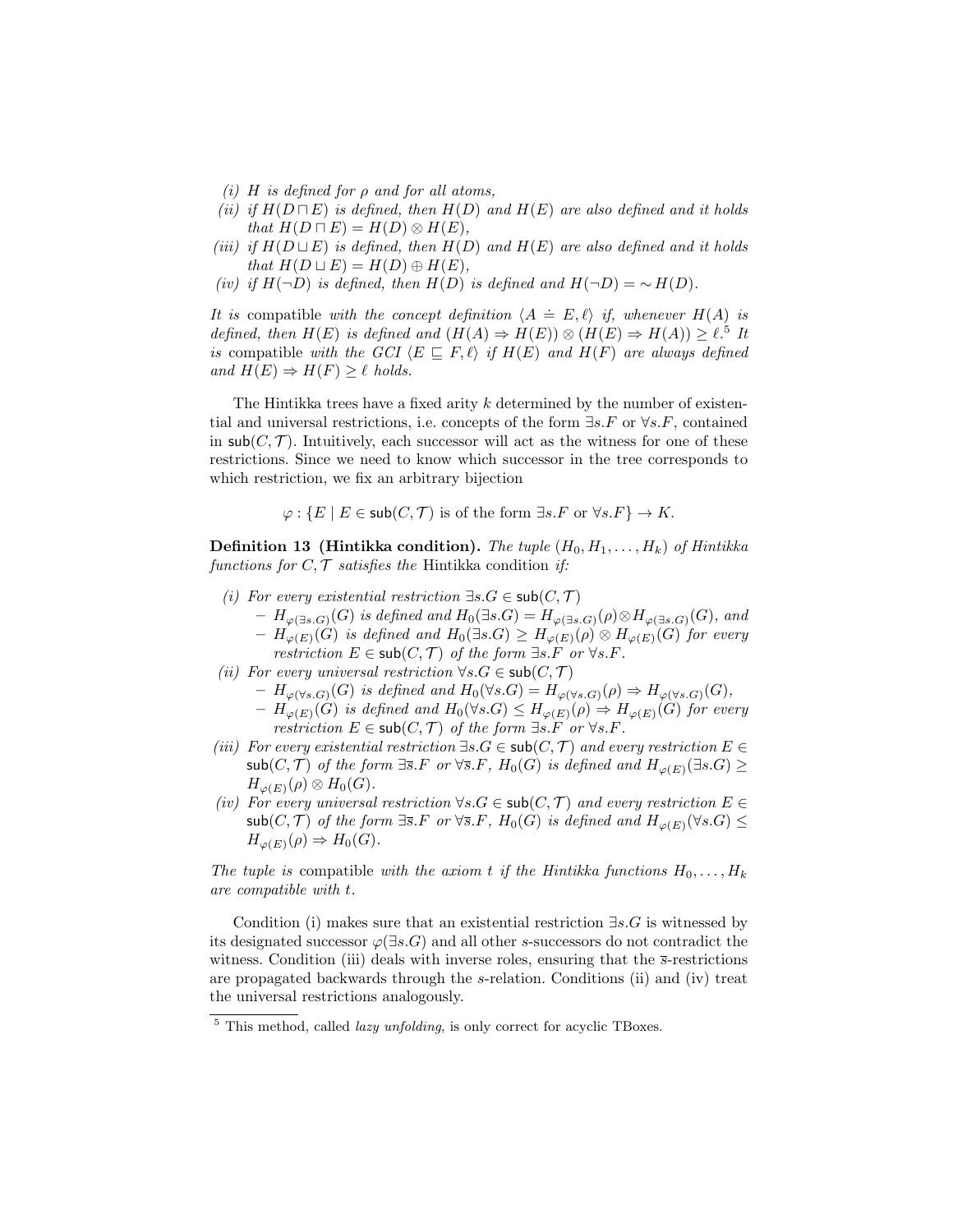*(i)* $H$ *is defined for* $\rho$ *and for all atoms,*

*(ii) if* $H(D \sqcap E)$ *is defined, then* $H(D)$ *and* $H(E)$ *are also defined and it holds that* $H(D \sqcap E) = H(D) \otimes H(E)$,

*(iii) if* $H(D \sqcup E)$ *is defined, then* $H(D)$ *and* $H(E)$ *are also defined and it holds that* $H(D \sqcup E) = H(D) \oplus H(E)$,

*(iv) if* $H(\neg D)$ *is defined, then* $H(D)$ *is defined and* $H(\neg D) = \sim H(D)$.

*It is* compatible *with the concept definition* $\langle A \doteq E, \ell\rangle$ *if, whenever* $H(A)$ *is defined, then* $H(E)$ *is defined and* $(H(A) \Rightarrow H(E)) \otimes (H(E) \Rightarrow H(A)) \geq \ell$.[5] *It is* compatible *with the GCI* $\langle E \sqsubseteq F, \ell\rangle$ *if* $H(E)$ *and* $H(F)$ *are always defined and* $H(E) \Rightarrow H(F) \geq \ell$ *holds.*

The Hintikka trees have a fixed arity $k$ determined by the number of existential and universal restrictions, i.e. concepts of the form $\exists s.F$ or $\forall s.F$, contained in $\mathsf{sub}(C, \mathcal{T})$. Intuitively, each successor will act as the witness for one of these restrictions. Since we need to know which successor in the tree corresponds to which restriction, we fix an arbitrary bijection

$$\varphi : \{E \mid E \in \mathsf{sub}(C, \mathcal{T}) \text{ is of the form } \exists s.F \text{ or } \forall s.F\} \to K.$$

**Definition 13 (Hintikka condition).** *The tuple* $(H_0, H_1, \ldots, H_k)$ *of Hintikka functions for* $C, \mathcal{T}$ *satisfies the* Hintikka condition *if:*

*(i) For every existential restriction* $\exists s.G \in \mathsf{sub}(C, \mathcal{T})$
  - $H_{\varphi(\exists s.G)}(G)$ *is defined and* $H_0(\exists s.G) = H_{\varphi(\exists s.G)}(\rho) \otimes H_{\varphi(\exists s.G)}(G)$, *and*
  - $H_{\varphi(E)}(G)$ *is defined and* $H_0(\exists s.G) \geq H_{\varphi(E)}(\rho) \otimes H_{\varphi(E)}(G)$ *for every restriction* $E \in \mathsf{sub}(C, \mathcal{T})$ *of the form* $\exists s.F$ *or* $\forall s.F$.

*(ii) For every universal restriction* $\forall s.G \in \mathsf{sub}(C, \mathcal{T})$
  - $H_{\varphi(\forall s.G)}(G)$ *is defined and* $H_0(\forall s.G) = H_{\varphi(\forall s.G)}(\rho) \Rightarrow H_{\varphi(\forall s.G)}(G)$,
  - $H_{\varphi(E)}(G)$ *is defined and* $H_0(\forall s.G) \leq H_{\varphi(E)}(\rho) \Rightarrow H_{\varphi(E)}(G)$ *for every restriction* $E \in \mathsf{sub}(C, \mathcal{T})$ *of the form* $\exists s.F$ *or* $\forall s.F$.

*(iii) For every existential restriction* $\exists s.G \in \mathsf{sub}(C, \mathcal{T})$ *and every restriction* $E \in \mathsf{sub}(C, \mathcal{T})$ *of the form* $\exists \overline{s}.F$ *or* $\forall \overline{s}.F$, $H_0(G)$ *is defined and* $H_{\varphi(E)}(\exists s.G) \geq H_{\varphi(E)}(\rho) \otimes H_0(G)$.

*(iv) For every universal restriction* $\forall s.G \in \mathsf{sub}(C, \mathcal{T})$ *and every restriction* $E \in \mathsf{sub}(C, \mathcal{T})$ *of the form* $\exists \overline{s}.F$ *or* $\forall \overline{s}.F$, $H_0(G)$ *is defined and* $H_{\varphi(E)}(\forall s.G) \leq H_{\varphi(E)}(\rho) \Rightarrow H_0(G)$.

*The tuple is* compatible *with the axiom* $t$ *if the Hintikka functions* $H_0, \ldots, H_k$ *are compatible with* $t$.

Condition (i) makes sure that an existential restriction $\exists s.G$ is witnessed by its designated successor $\varphi(\exists s.G)$ and all other $s$-successors do not contradict the witness. Condition (iii) deals with inverse roles, ensuring that the $\overline{s}$-restrictions are propagated backwards through the $s$-relation. Conditions (ii) and (iv) treat the universal restrictions analogously.

[5] This method, called *lazy unfolding*, is only correct for acyclic TBoxes.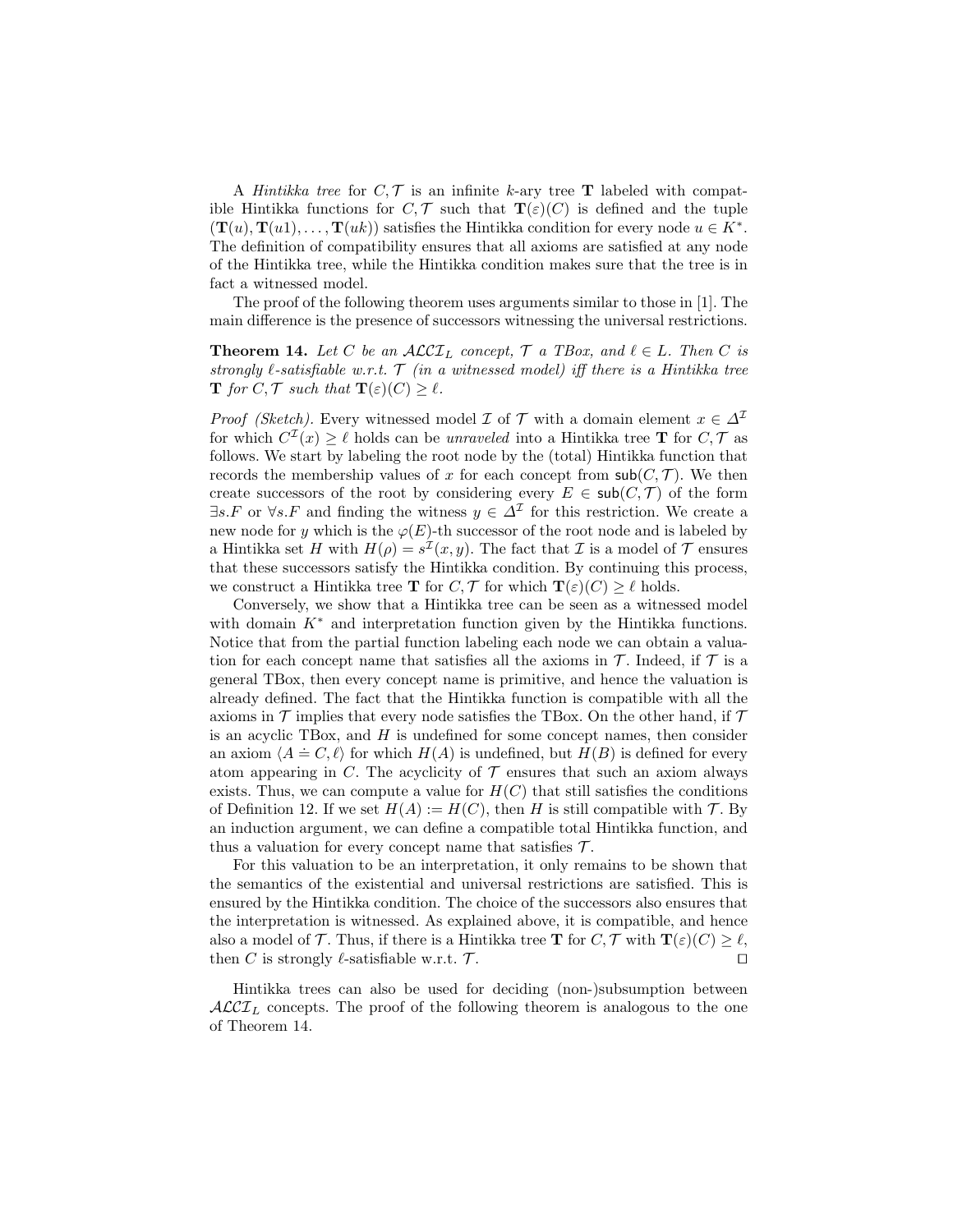A *Hintikka tree* for $C, \mathcal{T}$ is an infinite $k$-ary tree $\mathbf{T}$ labeled with compatible Hintikka functions for $C, \mathcal{T}$ such that $\mathbf{T}(\varepsilon)(C)$ is defined and the tuple $(\mathbf{T}(u), \mathbf{T}(u1), \ldots, \mathbf{T}(uk))$ satisfies the Hintikka condition for every node $u \in K^*$. The definition of compatibility ensures that all axioms are satisfied at any node of the Hintikka tree, while the Hintikka condition makes sure that the tree is in fact a witnessed model.

The proof of the following theorem uses arguments similar to those in [1]. The main difference is the presence of successors witnessing the universal restrictions.

**Theorem 14.** *Let $C$ be an $\mathcal{ALCI}_L$ concept, $\mathcal{T}$ a TBox, and $\ell \in L$. Then $C$ is strongly $\ell$-satisfiable w.r.t. $\mathcal{T}$ (in a witnessed model) iff there is a Hintikka tree $\mathbf{T}$ for $C, \mathcal{T}$ such that $\mathbf{T}(\varepsilon)(C) \geq \ell$.*

*Proof (Sketch).* Every witnessed model $\mathcal{I}$ of $\mathcal{T}$ with a domain element $x \in \Delta^{\mathcal{I}}$ for which $C^{\mathcal{I}}(x) \geq \ell$ holds can be *unraveled* into a Hintikka tree $\mathbf{T}$ for $C, \mathcal{T}$ as follows. We start by labeling the root node by the (total) Hintikka function that records the membership values of $x$ for each concept from $\mathsf{sub}(C, \mathcal{T})$. We then create successors of the root by considering every $E \in \mathsf{sub}(C, \mathcal{T})$ of the form $\exists s.F$ or $\forall s.F$ and finding the witness $y \in \Delta^{\mathcal{I}}$ for this restriction. We create a new node for $y$ which is the $\varphi(E)$-th successor of the root node and is labeled by a Hintikka set $H$ with $H(\rho) = s^{\mathcal{I}}(x, y)$. The fact that $\mathcal{I}$ is a model of $\mathcal{T}$ ensures that these successors satisfy the Hintikka condition. By continuing this process, we construct a Hintikka tree $\mathbf{T}$ for $C, \mathcal{T}$ for which $\mathbf{T}(\varepsilon)(C) \geq \ell$ holds.

Conversely, we show that a Hintikka tree can be seen as a witnessed model with domain $K^*$ and interpretation function given by the Hintikka functions. Notice that from the partial function labeling each node we can obtain a valuation for each concept name that satisfies all the axioms in $\mathcal{T}$. Indeed, if $\mathcal{T}$ is a general TBox, then every concept name is primitive, and hence the valuation is already defined. The fact that the Hintikka function is compatible with all the axioms in $\mathcal{T}$ implies that every node satisfies the TBox. On the other hand, if $\mathcal{T}$ is an acyclic TBox, and $H$ is undefined for some concept names, then consider an axiom $\langle A \doteq C, \ell \rangle$ for which $H(A)$ is undefined, but $H(B)$ is defined for every atom appearing in $C$. The acyclicity of $\mathcal{T}$ ensures that such an axiom always exists. Thus, we can compute a value for $H(C)$ that still satisfies the conditions of Definition 12. If we set $H(A) := H(C)$, then $H$ is still compatible with $\mathcal{T}$. By an induction argument, we can define a compatible total Hintikka function, and thus a valuation for every concept name that satisfies $\mathcal{T}$.

For this valuation to be an interpretation, it only remains to be shown that the semantics of the existential and universal restrictions are satisfied. This is ensured by the Hintikka condition. The choice of the successors also ensures that the interpretation is witnessed. As explained above, it is compatible, and hence also a model of $\mathcal{T}$. Thus, if there is a Hintikka tree $\mathbf{T}$ for $C, \mathcal{T}$ with $\mathbf{T}(\varepsilon)(C) \geq \ell$, then $C$ is strongly $\ell$-satisfiable w.r.t. $\mathcal{T}$. $\square$

Hintikka trees can also be used for deciding (non-)subsumption between $\mathcal{ALCI}_L$ concepts. The proof of the following theorem is analogous to the one of Theorem 14.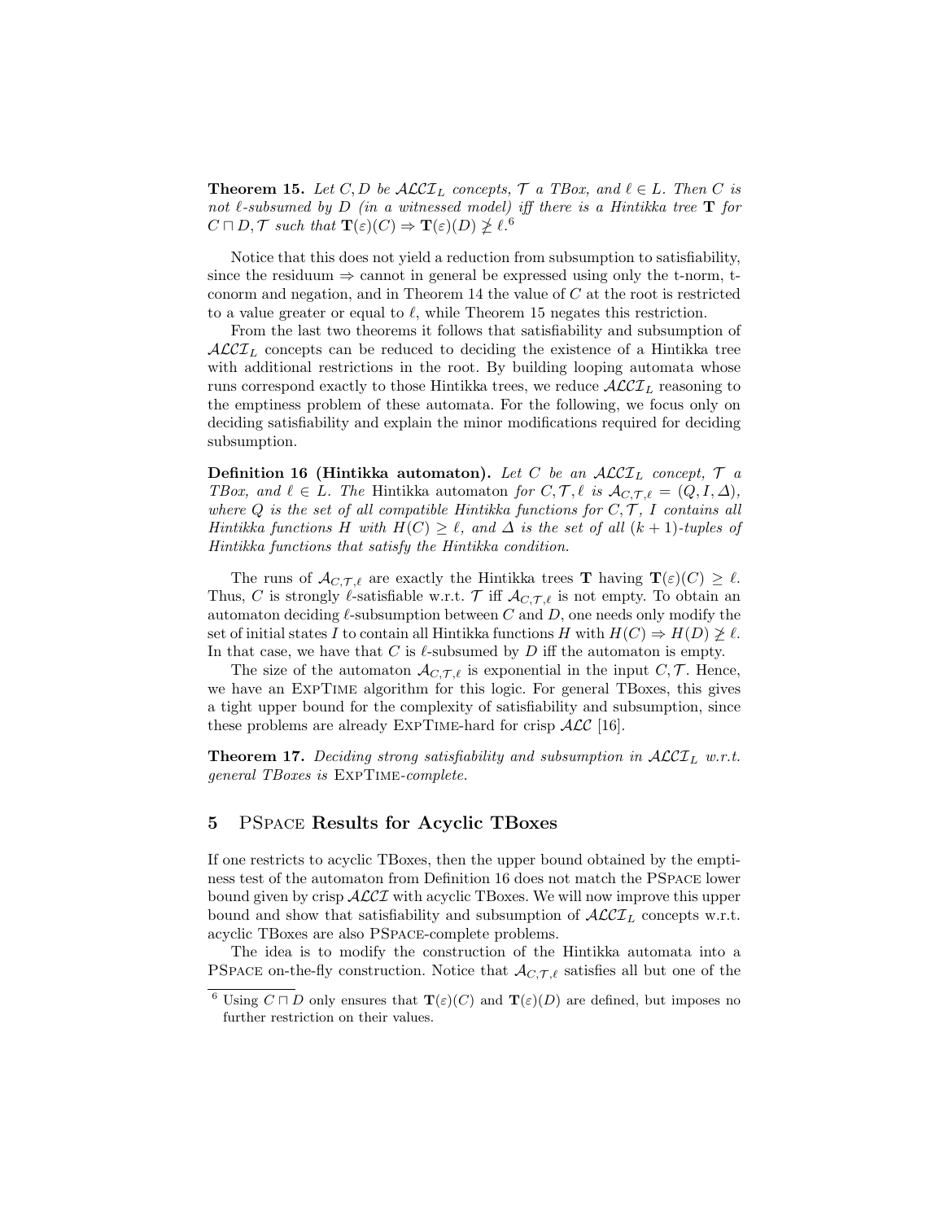**Theorem 15.** *Let $C, D$ be $\mathcal{ALCI}_L$ concepts, $\mathcal{T}$ a TBox, and $\ell \in L$. Then $C$ is not $\ell$-subsumed by $D$ (in a witnessed model) iff there is a Hintikka tree $\mathbf{T}$ for $C \sqcap D, \mathcal{T}$ such that $\mathbf{T}(\varepsilon)(C) \Rightarrow \mathbf{T}(\varepsilon)(D) \not\geq \ell$.*[6]

Notice that this does not yield a reduction from subsumption to satisfiability, since the residuum $\Rightarrow$ cannot in general be expressed using only the t-norm, t-conorm and negation, and in Theorem 14 the value of $C$ at the root is restricted to a value greater or equal to $\ell$, while Theorem 15 negates this restriction.

From the last two theorems it follows that satisfiability and subsumption of $\mathcal{ALCI}_L$ concepts can be reduced to deciding the existence of a Hintikka tree with additional restrictions in the root. By building looping automata whose runs correspond exactly to those Hintikka trees, we reduce $\mathcal{ALCI}_L$ reasoning to the emptiness problem of these automata. For the following, we focus only on deciding satisfiability and explain the minor modifications required for deciding subsumption.

**Definition 16 (Hintikka automaton).** *Let $C$ be an $\mathcal{ALCI}_L$ concept, $\mathcal{T}$ a TBox, and $\ell \in L$. The* Hintikka automaton *for $C, \mathcal{T}, \ell$ is $\mathcal{A}_{C,\mathcal{T},\ell} = (Q, I, \Delta)$, where $Q$ is the set of all compatible Hintikka functions for $C, \mathcal{T}$, $I$ contains all Hintikka functions $H$ with $H(C) \geq \ell$, and $\Delta$ is the set of all $(k+1)$-tuples of Hintikka functions that satisfy the Hintikka condition.*

The runs of $\mathcal{A}_{C,\mathcal{T},\ell}$ are exactly the Hintikka trees $\mathbf{T}$ having $\mathbf{T}(\varepsilon)(C) \geq \ell$. Thus, $C$ is strongly $\ell$-satisfiable w.r.t. $\mathcal{T}$ iff $\mathcal{A}_{C,\mathcal{T},\ell}$ is not empty. To obtain an automaton deciding $\ell$-subsumption between $C$ and $D$, one needs only modify the set of initial states $I$ to contain all Hintikka functions $H$ with $H(C) \Rightarrow H(D) \not\geq \ell$. In that case, we have that $C$ is $\ell$-subsumed by $D$ iff the automaton is empty.

The size of the automaton $\mathcal{A}_{C,\mathcal{T},\ell}$ is exponential in the input $C, \mathcal{T}$. Hence, we have an ExpTime algorithm for this logic. For general TBoxes, this gives a tight upper bound for the complexity of satisfiability and subsumption, since these problems are already ExpTime-hard for crisp $\mathcal{ALC}$ [16].

**Theorem 17.** *Deciding strong satisfiability and subsumption in $\mathcal{ALCI}_L$ w.r.t. general TBoxes is* ExpTime*-complete.*

## 5 PSpace Results for Acyclic TBoxes

If one restricts to acyclic TBoxes, then the upper bound obtained by the emptiness test of the automaton from Definition 16 does not match the PSpace lower bound given by crisp $\mathcal{ALCI}$ with acyclic TBoxes. We will now improve this upper bound and show that satisfiability and subsumption of $\mathcal{ALCI}_L$ concepts w.r.t. acyclic TBoxes are also PSpace-complete problems.

The idea is to modify the construction of the Hintikka automata into a PSpace on-the-fly construction. Notice that $\mathcal{A}_{C,\mathcal{T},\ell}$ satisfies all but one of the

[6] Using $C \sqcap D$ only ensures that $\mathbf{T}(\varepsilon)(C)$ and $\mathbf{T}(\varepsilon)(D)$ are defined, but imposes no further restriction on their values.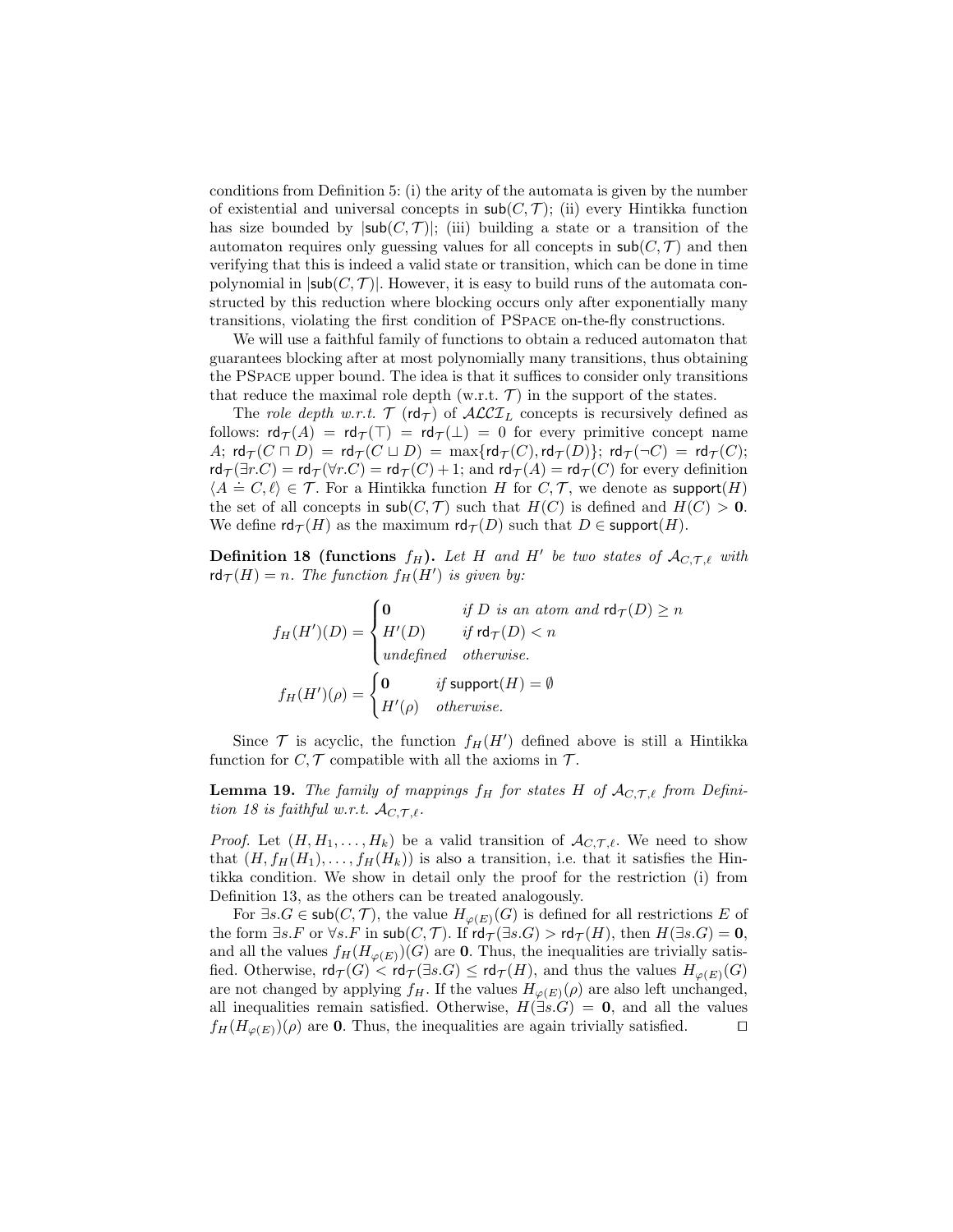conditions from Definition 5: (i) the arity of the automata is given by the number of existential and universal concepts in $\mathsf{sub}(C, \mathcal{T})$; (ii) every Hintikka function has size bounded by $|\mathsf{sub}(C, \mathcal{T})|$; (iii) building a state or a transition of the automaton requires only guessing values for all concepts in $\mathsf{sub}(C, \mathcal{T})$ and then verifying that this is indeed a valid state or transition, which can be done in time polynomial in $|\mathsf{sub}(C, \mathcal{T})|$. However, it is easy to build runs of the automata constructed by this reduction where blocking occurs only after exponentially many transitions, violating the first condition of PSpace on-the-fly constructions.

We will use a faithful family of functions to obtain a reduced automaton that guarantees blocking after at most polynomially many transitions, thus obtaining the PSpace upper bound. The idea is that it suffices to consider only transitions that reduce the maximal role depth (w.r.t. $\mathcal{T}$) in the support of the states.

The *role depth w.r.t.* $\mathcal{T}$ ($\mathsf{rd}_\mathcal{T}$) of $\mathcal{ALCCI}_L$ concepts is recursively defined as follows: $\mathsf{rd}_\mathcal{T}(A) = \mathsf{rd}_\mathcal{T}(\top) = \mathsf{rd}_\mathcal{T}(\bot) = 0$ for every primitive concept name $A$; $\mathsf{rd}_\mathcal{T}(C \sqcap D) = \mathsf{rd}_\mathcal{T}(C \sqcup D) = \max\{\mathsf{rd}_\mathcal{T}(C), \mathsf{rd}_\mathcal{T}(D)\}$; $\mathsf{rd}_\mathcal{T}(\neg C) = \mathsf{rd}_\mathcal{T}(C)$; $\mathsf{rd}_\mathcal{T}(\exists r.C) = \mathsf{rd}_\mathcal{T}(\forall r.C) = \mathsf{rd}_\mathcal{T}(C) + 1$; and $\mathsf{rd}_\mathcal{T}(A) = \mathsf{rd}_\mathcal{T}(C)$ for every definition $\langle A \doteq C, \ell \rangle \in \mathcal{T}$. For a Hintikka function $H$ for $C, \mathcal{T}$, we denote as $\mathsf{support}(H)$ the set of all concepts in $\mathsf{sub}(C, \mathcal{T})$ such that $H(C)$ is defined and $H(C) > \mathbf{0}$. We define $\mathsf{rd}_\mathcal{T}(H)$ as the maximum $\mathsf{rd}_\mathcal{T}(D)$ such that $D \in \mathsf{support}(H)$.

**Definition 18 (functions $f_H$).** *Let $H$ and $H'$ be two states of $\mathcal{A}_{C,\mathcal{T},\ell}$ with $\mathsf{rd}_\mathcal{T}(H) = n$. The function $f_H(H')$ is given by:*

$$f_H(H')(D) = \begin{cases} \mathbf{0} & \text{if } D \text{ is an atom and } \mathsf{rd}_\mathcal{T}(D) \geq n \\ H'(D) & \text{if } \mathsf{rd}_\mathcal{T}(D) < n \\ \text{undefined} & \text{otherwise.} \end{cases}$$

$$f_H(H')(\rho) = \begin{cases} \mathbf{0} & \text{if } \mathsf{support}(H) = \emptyset \\ H'(\rho) & \text{otherwise.} \end{cases}$$

Since $\mathcal{T}$ is acyclic, the function $f_H(H')$ defined above is still a Hintikka function for $C, \mathcal{T}$ compatible with all the axioms in $\mathcal{T}$.

**Lemma 19.** *The family of mappings $f_H$ for states $H$ of $\mathcal{A}_{C,\mathcal{T},\ell}$ from Definition 18 is faithful w.r.t. $\mathcal{A}_{C,\mathcal{T},\ell}$.*

*Proof.* Let $(H, H_1, \ldots, H_k)$ be a valid transition of $\mathcal{A}_{C,\mathcal{T},\ell}$. We need to show that $(H, f_H(H_1), \ldots, f_H(H_k))$ is also a transition, i.e. that it satisfies the Hintikka condition. We show in detail only the proof for the restriction (i) from Definition 13, as the others can be treated analogously.

For $\exists s.G \in \mathsf{sub}(C, \mathcal{T})$, the value $H_{\varphi(E)}(G)$ is defined for all restrictions $E$ of the form $\exists s.F$ or $\forall s.F$ in $\mathsf{sub}(C, \mathcal{T})$. If $\mathsf{rd}_\mathcal{T}(\exists s.G) > \mathsf{rd}_\mathcal{T}(H)$, then $H(\exists s.G) = \mathbf{0}$, and all the values $f_H(H_{\varphi(E)})(G)$ are $\mathbf{0}$. Thus, the inequalities are trivially satisfied. Otherwise, $\mathsf{rd}_\mathcal{T}(G) < \mathsf{rd}_\mathcal{T}(\exists s.G) \leq \mathsf{rd}_\mathcal{T}(H)$, and thus the values $H_{\varphi(E)}(G)$ are not changed by applying $f_H$. If the values $H_{\varphi(E)}(\rho)$ are also left unchanged, all inequalities remain satisfied. Otherwise, $H(\exists s.G) = \mathbf{0}$, and all the values $f_H(H_{\varphi(E)})(\rho)$ are $\mathbf{0}$. Thus, the inequalities are again trivially satisfied. $\square$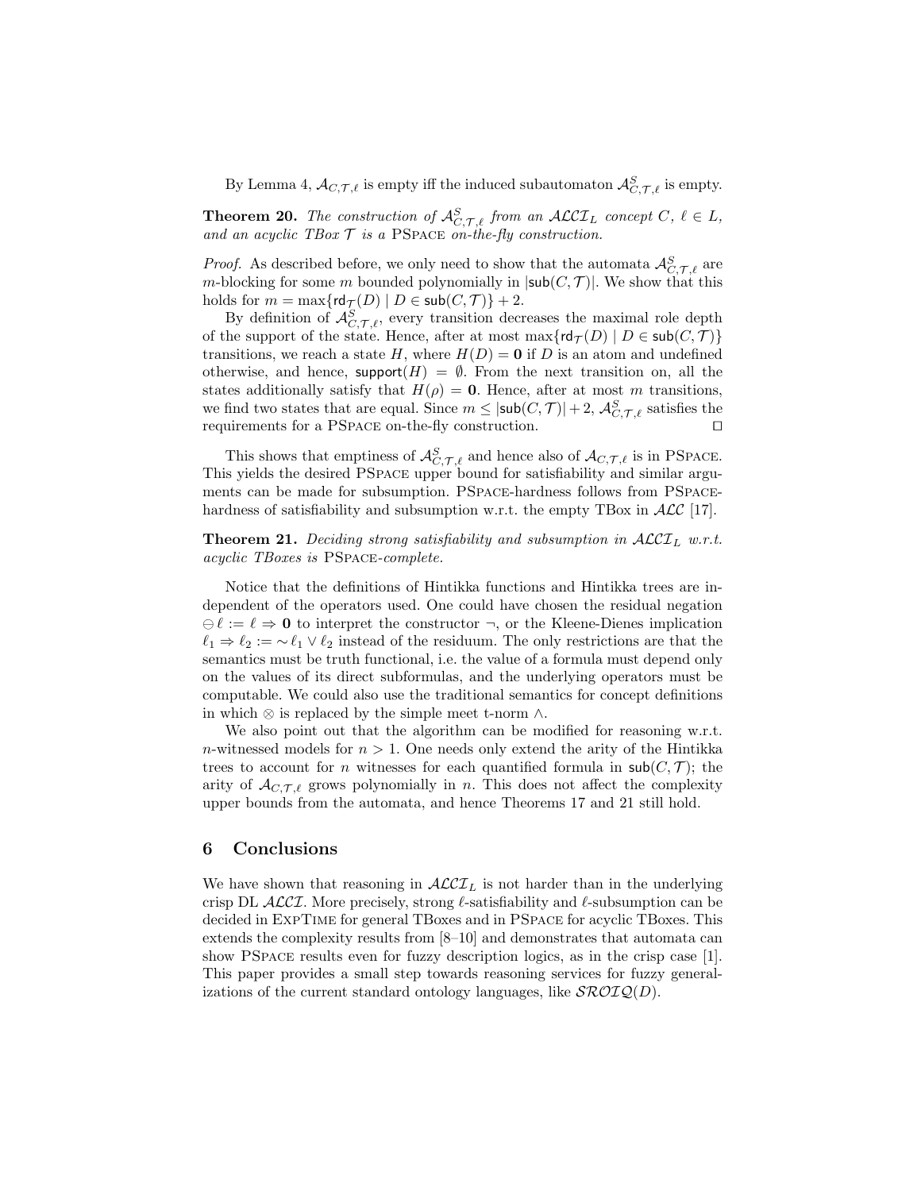By Lemma 4, $\mathcal{A}_{C,\mathcal{T},\ell}$ is empty iff the induced subautomaton $\mathcal{A}^S_{C,\mathcal{T},\ell}$ is empty.

**Theorem 20.** *The construction of $\mathcal{A}^S_{C,\mathcal{T},\ell}$ from an $\mathcal{ALCI}_L$ concept $C$, $\ell \in L$, and an acyclic TBox $\mathcal{T}$ is a* PSpace *on-the-fly construction.*

*Proof.* As described before, we only need to show that the automata $\mathcal{A}^S_{C,\mathcal{T},\ell}$ are $m$-blocking for some $m$ bounded polynomially in $|\mathsf{sub}(C,\mathcal{T})|$. We show that this holds for $m = \max\{\mathsf{rd}_\mathcal{T}(D) \mid D \in \mathsf{sub}(C,\mathcal{T})\} + 2$.

By definition of $\mathcal{A}^S_{C,\mathcal{T},\ell}$, every transition decreases the maximal role depth of the support of the state. Hence, after at most $\max\{\mathsf{rd}_\mathcal{T}(D) \mid D \in \mathsf{sub}(C,\mathcal{T})\}$ transitions, we reach a state $H$, where $H(D) = \mathbf{0}$ if $D$ is an atom and undefined otherwise, and hence, $\mathsf{support}(H) = \emptyset$. From the next transition on, all the states additionally satisfy that $H(\rho) = \mathbf{0}$. Hence, after at most $m$ transitions, we find two states that are equal. Since $m \leq |\mathsf{sub}(C,\mathcal{T})| + 2$, $\mathcal{A}^S_{C,\mathcal{T},\ell}$ satisfies the requirements for a PSpace on-the-fly construction. ⊓⊔

This shows that emptiness of $\mathcal{A}^S_{C,\mathcal{T},\ell}$ and hence also of $\mathcal{A}_{C,\mathcal{T},\ell}$ is in PSpace. This yields the desired PSpace upper bound for satisfiability and similar arguments can be made for subsumption. PSpace-hardness follows from PSpace-hardness of satisfiability and subsumption w.r.t. the empty TBox in $\mathcal{ALC}$ [17].

**Theorem 21.** *Deciding strong satisfiability and subsumption in $\mathcal{ALCI}_L$ w.r.t. acyclic TBoxes is* PSpace*-complete.*

Notice that the definitions of Hintikka functions and Hintikka trees are independent of the operators used. One could have chosen the residual negation $\ominus\ell := \ell \Rightarrow \mathbf{0}$ to interpret the constructor $\neg$, or the Kleene-Dienes implication $\ell_1 \Rightarrow \ell_2 := {\sim}\ell_1 \vee \ell_2$ instead of the residuum. The only restrictions are that the semantics must be truth functional, i.e. the value of a formula must depend only on the values of its direct subformulas, and the underlying operators must be computable. We could also use the traditional semantics for concept definitions in which $\otimes$ is replaced by the simple meet t-norm $\wedge$.

We also point out that the algorithm can be modified for reasoning w.r.t. $n$-witnessed models for $n > 1$. One needs only extend the arity of the Hintikka trees to account for $n$ witnesses for each quantified formula in $\mathsf{sub}(C,\mathcal{T})$; the arity of $\mathcal{A}_{C,\mathcal{T},\ell}$ grows polynomially in $n$. This does not affect the complexity upper bounds from the automata, and hence Theorems 17 and 21 still hold.

## 6 Conclusions

We have shown that reasoning in $\mathcal{ALCI}_L$ is not harder than in the underlying crisp DL $\mathcal{ALCI}$. More precisely, strong $\ell$-satisfiability and $\ell$-subsumption can be decided in ExpTime for general TBoxes and in PSpace for acyclic TBoxes. This extends the complexity results from [8–10] and demonstrates that automata can show PSpace results even for fuzzy description logics, as in the crisp case [1]. This paper provides a small step towards reasoning services for fuzzy generalizations of the current standard ontology languages, like $\mathcal{SROIQ}(D)$.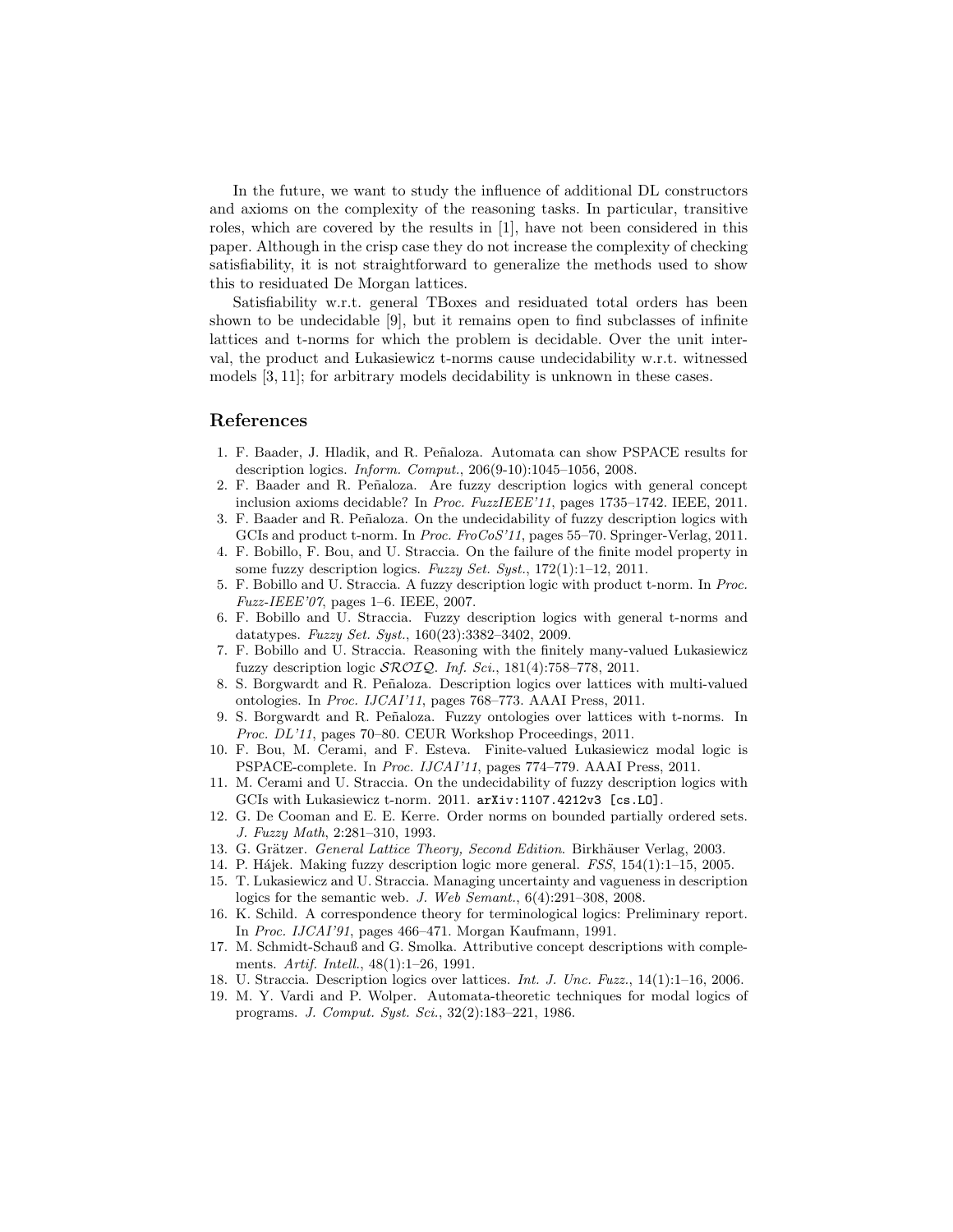In the future, we want to study the influence of additional DL constructors and axioms on the complexity of the reasoning tasks. In particular, transitive roles, which are covered by the results in [1], have not been considered in this paper. Although in the crisp case they do not increase the complexity of checking satisfiability, it is not straightforward to generalize the methods used to show this to residuated De Morgan lattices.

Satisfiability w.r.t. general TBoxes and residuated total orders has been shown to be undecidable [9], but it remains open to find subclasses of infinite lattices and t-norms for which the problem is decidable. Over the unit interval, the product and Łukasiewicz t-norms cause undecidability w.r.t. witnessed models [3, 11]; for arbitrary models decidability is unknown in these cases.

## References

1. F. Baader, J. Hladik, and R. Peñaloza. Automata can show PSPACE results for description logics. *Inform. Comput.*, 206(9-10):1045–1056, 2008.
2. F. Baader and R. Peñaloza. Are fuzzy description logics with general concept inclusion axioms decidable? In *Proc. FuzzIEEE'11*, pages 1735–1742. IEEE, 2011.
3. F. Baader and R. Peñaloza. On the undecidability of fuzzy description logics with GCIs and product t-norm. In *Proc. FroCoS'11*, pages 55–70. Springer-Verlag, 2011.
4. F. Bobillo, F. Bou, and U. Straccia. On the failure of the finite model property in some fuzzy description logics. *Fuzzy Set. Syst.*, 172(1):1–12, 2011.
5. F. Bobillo and U. Straccia. A fuzzy description logic with product t-norm. In *Proc. Fuzz-IEEE'07*, pages 1–6. IEEE, 2007.
6. F. Bobillo and U. Straccia. Fuzzy description logics with general t-norms and datatypes. *Fuzzy Set. Syst.*, 160(23):3382–3402, 2009.
7. F. Bobillo and U. Straccia. Reasoning with the finitely many-valued Łukasiewicz fuzzy description logic $\mathcal{SROIQ}$. *Inf. Sci.*, 181(4):758–778, 2011.
8. S. Borgwardt and R. Peñaloza. Description logics over lattices with multi-valued ontologies. In *Proc. IJCAI'11*, pages 768–773. AAAI Press, 2011.
9. S. Borgwardt and R. Peñaloza. Fuzzy ontologies over lattices with t-norms. In *Proc. DL'11*, pages 70–80. CEUR Workshop Proceedings, 2011.
10. F. Bou, M. Cerami, and F. Esteva. Finite-valued Łukasiewicz modal logic is PSPACE-complete. In *Proc. IJCAI'11*, pages 774–779. AAAI Press, 2011.
11. M. Cerami and U. Straccia. On the undecidability of fuzzy description logics with GCIs with Łukasiewicz t-norm. 2011. `arXiv:1107.4212v3 [cs.LO]`.
12. G. De Cooman and E. E. Kerre. Order norms on bounded partially ordered sets. *J. Fuzzy Math*, 2:281–310, 1993.
13. G. Grätzer. *General Lattice Theory, Second Edition*. Birkhäuser Verlag, 2003.
14. P. Hájek. Making fuzzy description logic more general. *FSS*, 154(1):1–15, 2005.
15. T. Lukasiewicz and U. Straccia. Managing uncertainty and vagueness in description logics for the semantic web. *J. Web Semant.*, 6(4):291–308, 2008.
16. K. Schild. A correspondence theory for terminological logics: Preliminary report. In *Proc. IJCAI'91*, pages 466–471. Morgan Kaufmann, 1991.
17. M. Schmidt-Schauß and G. Smolka. Attributive concept descriptions with complements. *Artif. Intell.*, 48(1):1–26, 1991.
18. U. Straccia. Description logics over lattices. *Int. J. Unc. Fuzz.*, 14(1):1–16, 2006.
19. M. Y. Vardi and P. Wolper. Automata-theoretic techniques for modal logics of programs. *J. Comput. Syst. Sci.*, 32(2):183–221, 1986.